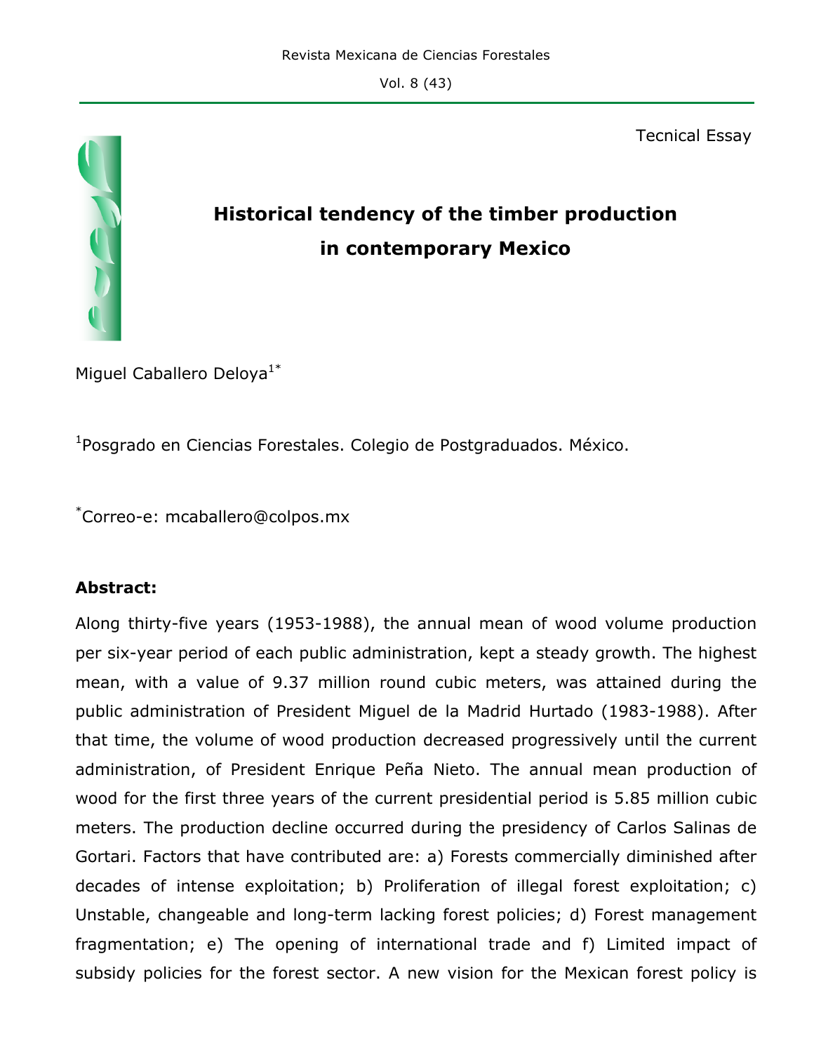Tecnical Essay

# Historical tendency of the timber production in contemporary Mexico

Miguel Caballero Deloya[1*]

[1]Posgrado en Ciencias Forestales. Colegio de Postgraduados. México.

[*]Correo-e: mcaballero@colpos.mx

**Abstract:**

Along thirty-five years (1953-1988), the annual mean of wood volume production per six-year period of each public administration, kept a steady growth. The highest mean, with a value of 9.37 million round cubic meters, was attained during the public administration of President Miguel de la Madrid Hurtado (1983-1988). After that time, the volume of wood production decreased progressively until the current administration, of President Enrique Peña Nieto. The annual mean production of wood for the first three years of the current presidential period is 5.85 million cubic meters. The production decline occurred during the presidency of Carlos Salinas de Gortari. Factors that have contributed are: a) Forests commercially diminished after decades of intense exploitation; b) Proliferation of illegal forest exploitation; c) Unstable, changeable and long-term lacking forest policies; d) Forest management fragmentation; e) The opening of international trade and f) Limited impact of subsidy policies for the forest sector. A new vision for the Mexican forest policy is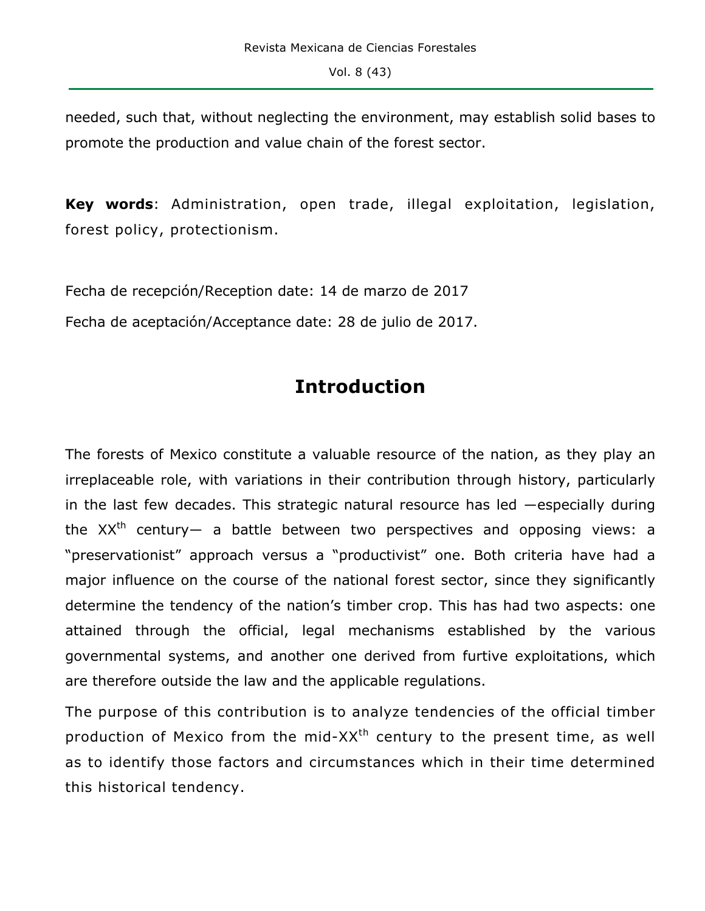needed, such that, without neglecting the environment, may establish solid bases to promote the production and value chain of the forest sector.

**Key words**: Administration, open trade, illegal exploitation, legislation, forest policy, protectionism.

Fecha de recepción/Reception date: 14 de marzo de 2017

Fecha de aceptación/Acceptance date: 28 de julio de 2017.

# Introduction

The forests of Mexico constitute a valuable resource of the nation, as they play an irreplaceable role, with variations in their contribution through history, particularly in the last few decades. This strategic natural resource has led —especially during the $XX^{th}$ century— a battle between two perspectives and opposing views: a "preservationist" approach versus a "productivist" one. Both criteria have had a major influence on the course of the national forest sector, since they significantly determine the tendency of the nation's timber crop. This has had two aspects: one attained through the official, legal mechanisms established by the various governmental systems, and another one derived from furtive exploitations, which are therefore outside the law and the applicable regulations.

The purpose of this contribution is to analyze tendencies of the official timber production of Mexico from the mid-$XX^{th}$ century to the present time, as well as to identify those factors and circumstances which in their time determined this historical tendency.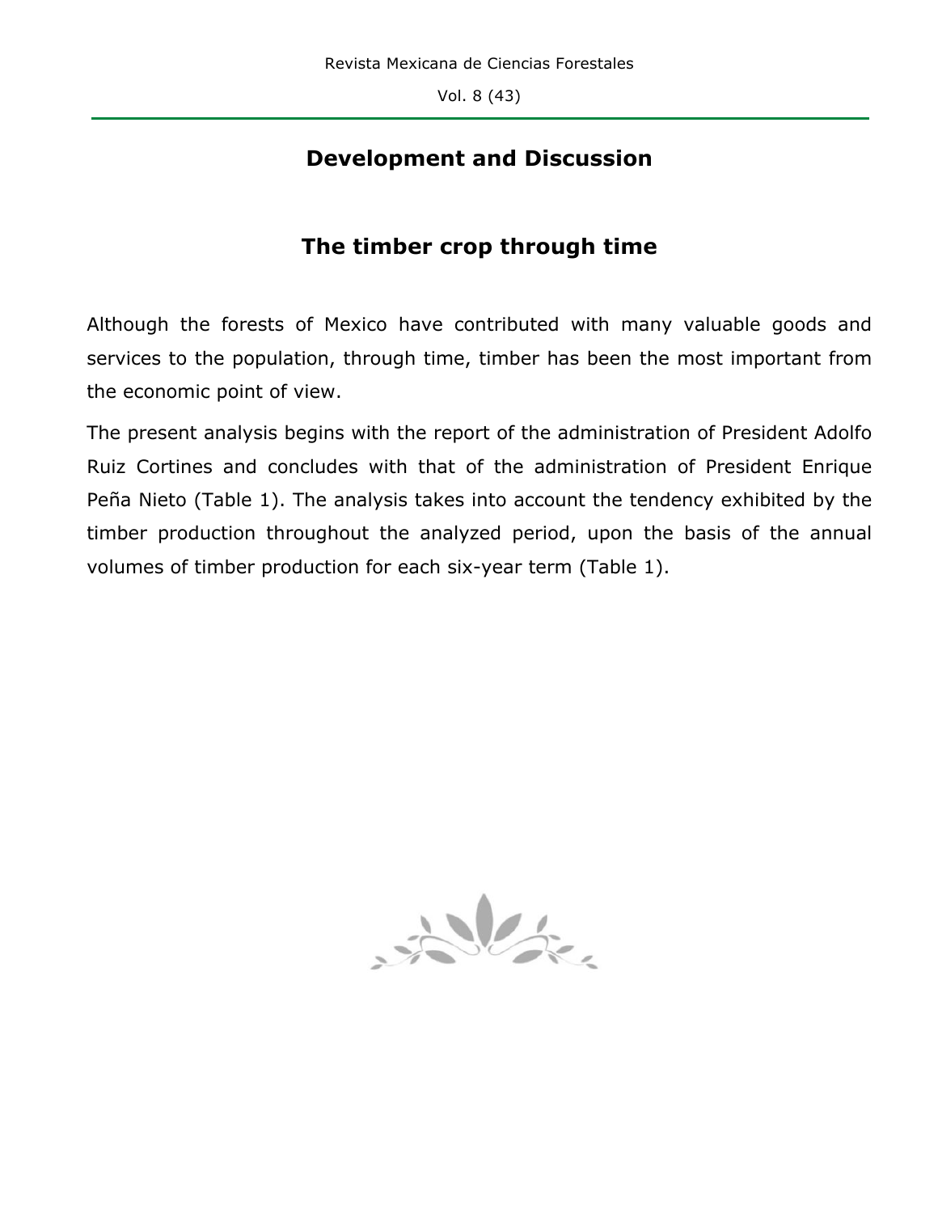## Development and Discussion

### The timber crop through time

Although the forests of Mexico have contributed with many valuable goods and services to the population, through time, timber has been the most important from the economic point of view.

The present analysis begins with the report of the administration of President Adolfo Ruiz Cortines and concludes with that of the administration of President Enrique Peña Nieto (Table 1). The analysis takes into account the tendency exhibited by the timber production throughout the analyzed period, upon the basis of the annual volumes of timber production for each six-year term (Table 1).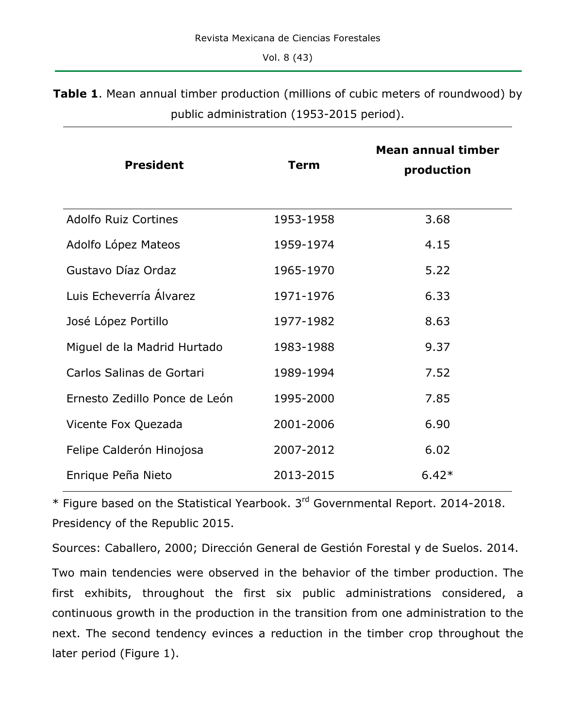**Table 1**. Mean annual timber production (millions of cubic meters of roundwood) by public administration (1953-2015 period).

| President | Term | Mean annual timber production |
|---|---|---|
| Adolfo Ruiz Cortines | 1953-1958 | 3.68 |
| Adolfo López Mateos | 1959-1974 | 4.15 |
| Gustavo Díaz Ordaz | 1965-1970 | 5.22 |
| Luis Echeverría Álvarez | 1971-1976 | 6.33 |
| José López Portillo | 1977-1982 | 8.63 |
| Miguel de la Madrid Hurtado | 1983-1988 | 9.37 |
| Carlos Salinas de Gortari | 1989-1994 | 7.52 |
| Ernesto Zedillo Ponce de León | 1995-2000 | 7.85 |
| Vicente Fox Quezada | 2001-2006 | 6.90 |
| Felipe Calderón Hinojosa | 2007-2012 | 6.02 |
| Enrique Peña Nieto | 2013-2015 | 6.42* |

* Figure based on the Statistical Yearbook. 3rd Governmental Report. 2014-2018. Presidency of the Republic 2015.

Sources: Caballero, 2000; Dirección General de Gestión Forestal y de Suelos. 2014.

Two main tendencies were observed in the behavior of the timber production. The first exhibits, throughout the first six public administrations considered, a continuous growth in the production in the transition from one administration to the next. The second tendency evinces a reduction in the timber crop throughout the later period (Figure 1).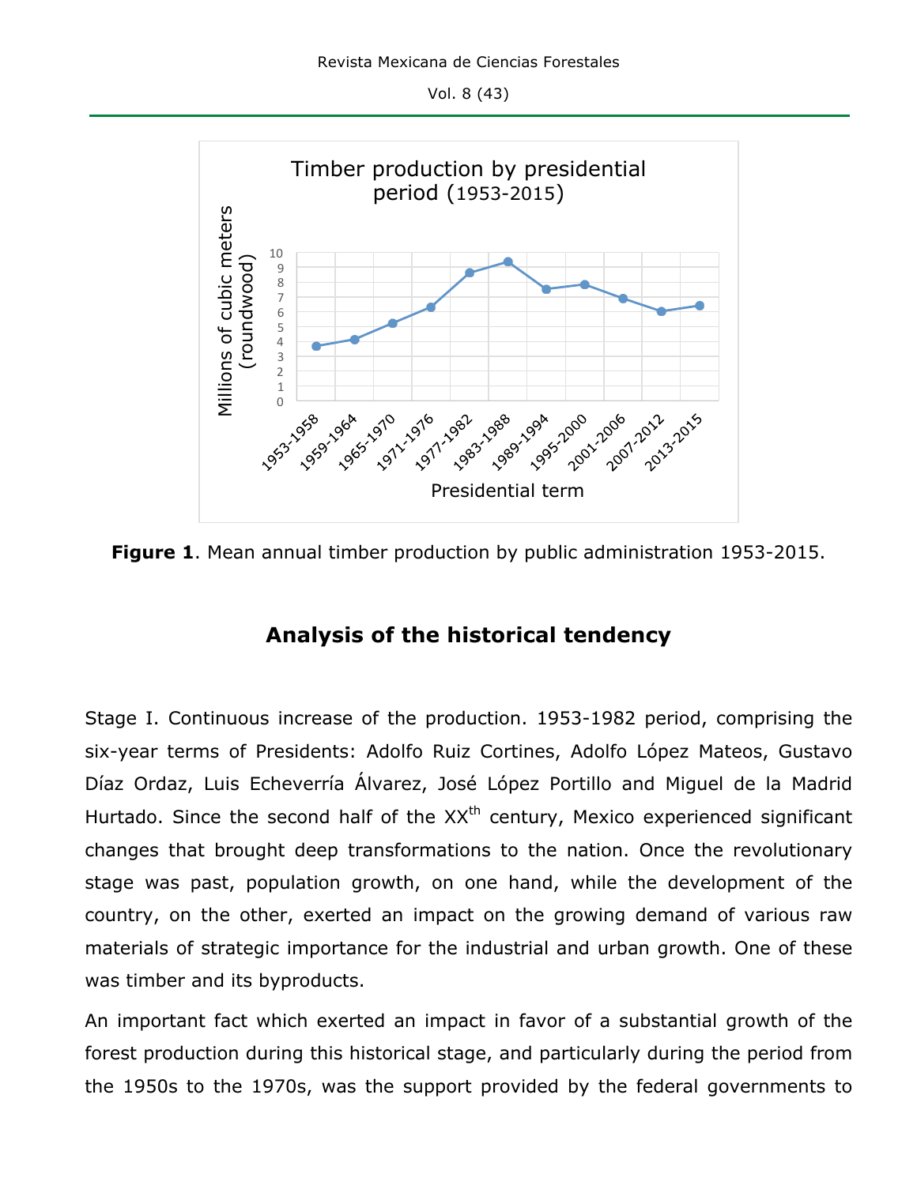**Figure 1**. Mean annual timber production by public administration 1953-2015.

## Analysis of the historical tendency

Stage I. Continuous increase of the production. 1953-1982 period, comprising the six-year terms of Presidents: Adolfo Ruiz Cortines, Adolfo López Mateos, Gustavo Díaz Ordaz, Luis Echeverría Álvarez, José López Portillo and Miguel de la Madrid Hurtado. Since the second half of the XX$^{th}$ century, Mexico experienced significant changes that brought deep transformations to the nation. Once the revolutionary stage was past, population growth, on one hand, while the development of the country, on the other, exerted an impact on the growing demand of various raw materials of strategic importance for the industrial and urban growth. One of these was timber and its byproducts.

An important fact which exerted an impact in favor of a substantial growth of the forest production during this historical stage, and particularly during the period from the 1950s to the 1970s, was the support provided by the federal governments to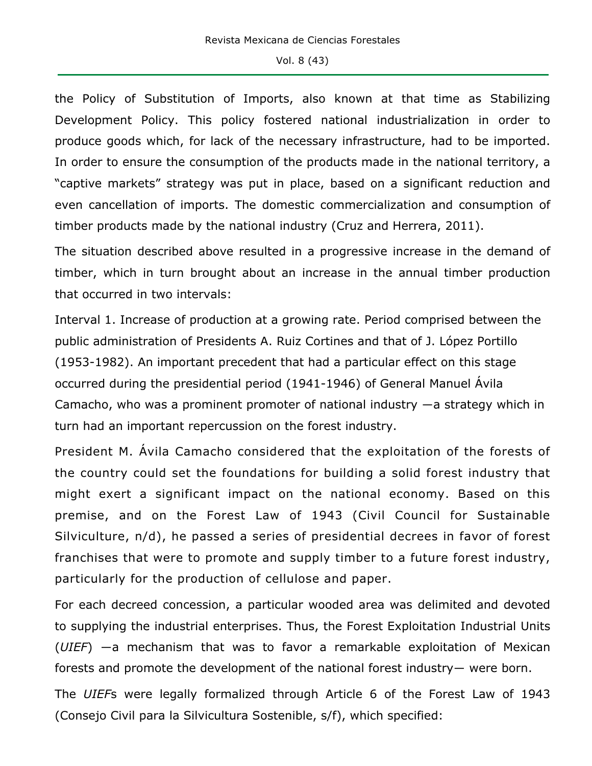the Policy of Substitution of Imports, also known at that time as Stabilizing Development Policy. This policy fostered national industrialization in order to produce goods which, for lack of the necessary infrastructure, had to be imported. In order to ensure the consumption of the products made in the national territory, a "captive markets" strategy was put in place, based on a significant reduction and even cancellation of imports. The domestic commercialization and consumption of timber products made by the national industry (Cruz and Herrera, 2011).

The situation described above resulted in a progressive increase in the demand of timber, which in turn brought about an increase in the annual timber production that occurred in two intervals:

Interval 1. Increase of production at a growing rate. Period comprised between the public administration of Presidents A. Ruiz Cortines and that of J. López Portillo (1953-1982). An important precedent that had a particular effect on this stage occurred during the presidential period (1941-1946) of General Manuel Ávila Camacho, who was a prominent promoter of national industry —a strategy which in turn had an important repercussion on the forest industry.

President M. Ávila Camacho considered that the exploitation of the forests of the country could set the foundations for building a solid forest industry that might exert a significant impact on the national economy. Based on this premise, and on the Forest Law of 1943 (Civil Council for Sustainable Silviculture, n/d), he passed a series of presidential decrees in favor of forest franchises that were to promote and supply timber to a future forest industry, particularly for the production of cellulose and paper.

For each decreed concession, a particular wooded area was delimited and devoted to supplying the industrial enterprises. Thus, the Forest Exploitation Industrial Units (*UIEF*) —a mechanism that was to favor a remarkable exploitation of Mexican forests and promote the development of the national forest industry— were born.

The *UIEF*s were legally formalized through Article 6 of the Forest Law of 1943 (Consejo Civil para la Silvicultura Sostenible, s/f), which specified: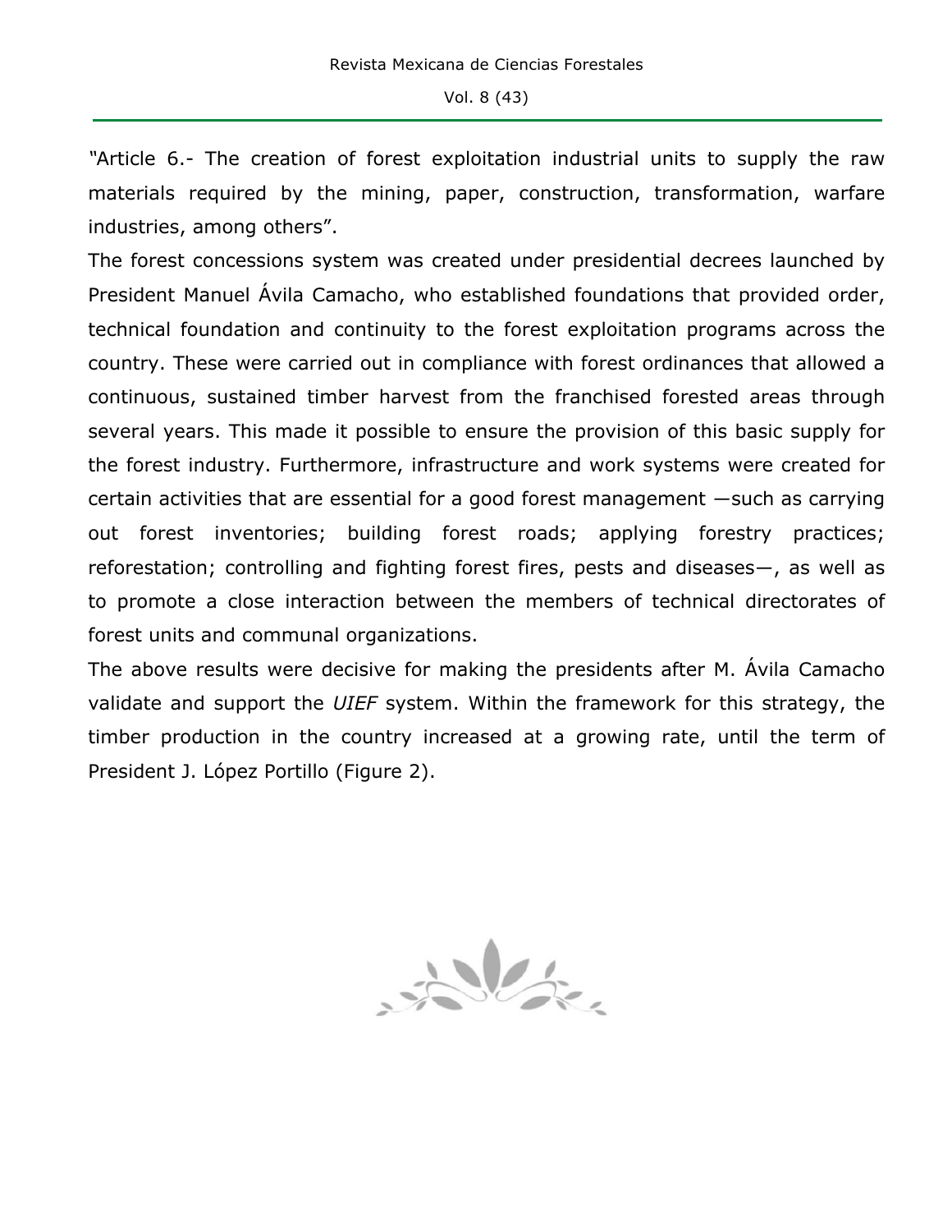"Article 6.- The creation of forest exploitation industrial units to supply the raw materials required by the mining, paper, construction, transformation, warfare industries, among others".

The forest concessions system was created under presidential decrees launched by President Manuel Ávila Camacho, who established foundations that provided order, technical foundation and continuity to the forest exploitation programs across the country. These were carried out in compliance with forest ordinances that allowed a continuous, sustained timber harvest from the franchised forested areas through several years. This made it possible to ensure the provision of this basic supply for the forest industry. Furthermore, infrastructure and work systems were created for certain activities that are essential for a good forest management —such as carrying out forest inventories; building forest roads; applying forestry practices; reforestation; controlling and fighting forest fires, pests and diseases—, as well as to promote a close interaction between the members of technical directorates of forest units and communal organizations.

The above results were decisive for making the presidents after M. Ávila Camacho validate and support the *UIEF* system. Within the framework for this strategy, the timber production in the country increased at a growing rate, until the term of President J. López Portillo (Figure 2).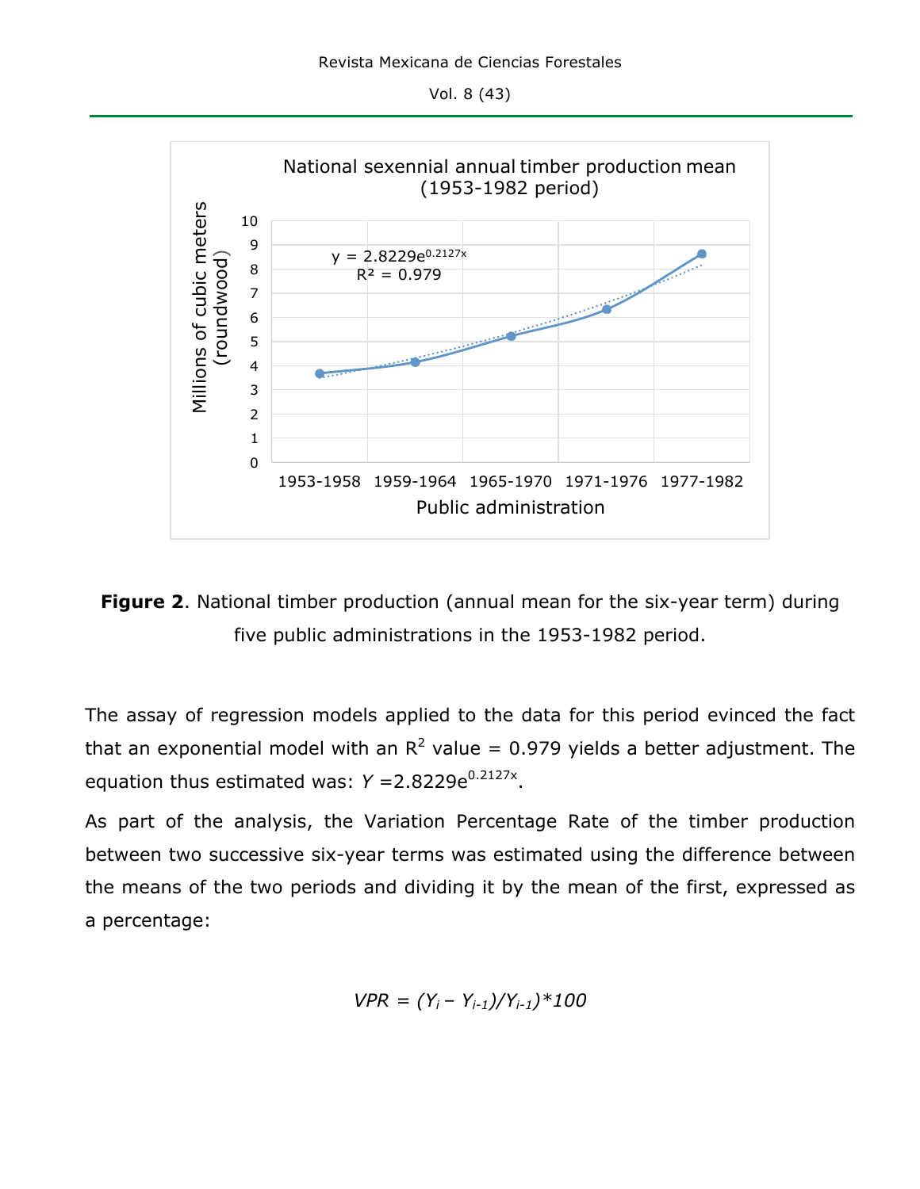National sexennial annual timber production mean (1953-1982 period)

**Figure 2**. National timber production (annual mean for the six-year term) during five public administrations in the 1953-1982 period.

The assay of regression models applied to the data for this period evinced the fact that an exponential model with an $R^2$ value = 0.979 yields a better adjustment. The equation thus estimated was: $Y = 2.8229e^{0.2127x}$.

As part of the analysis, the Variation Percentage Rate of the timber production between two successive six-year terms was estimated using the difference between the means of the two periods and dividing it by the mean of the first, expressed as a percentage:

$$VPR = (Y_i - Y_{i-1})/Y_{i-1})*100$$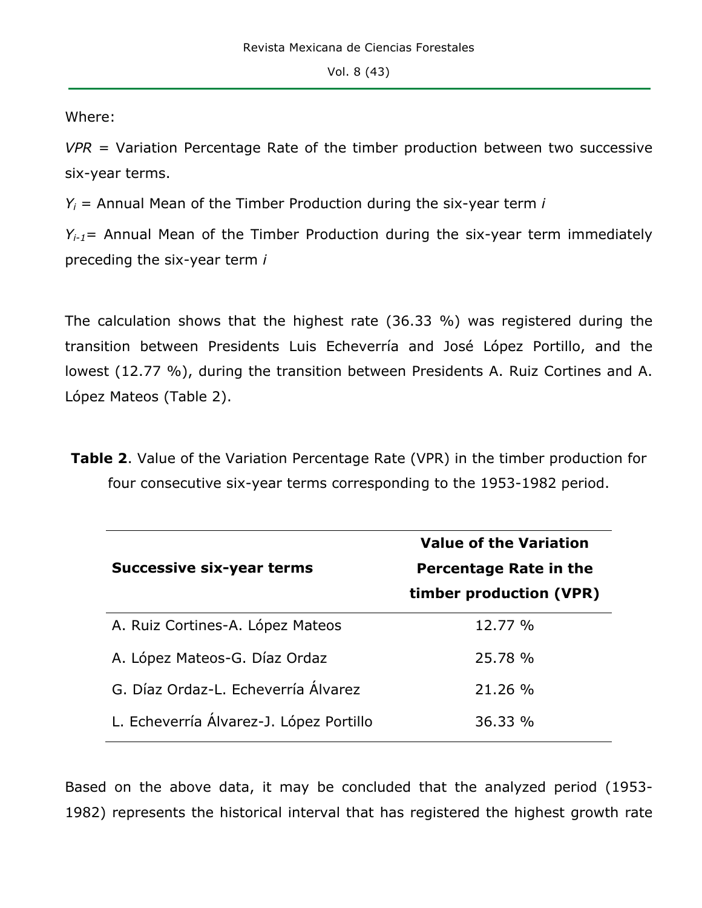Where:

$VPR$ = Variation Percentage Rate of the timber production between two successive six-year terms.

$Y_i$ = Annual Mean of the Timber Production during the six-year term $i$

$Y_{i-1}$= Annual Mean of the Timber Production during the six-year term immediately preceding the six-year term $i$

The calculation shows that the highest rate (36.33 %) was registered during the transition between Presidents Luis Echeverría and José López Portillo, and the lowest (12.77 %), during the transition between Presidents A. Ruiz Cortines and A. López Mateos (Table 2).

**Table 2**. Value of the Variation Percentage Rate (VPR) in the timber production for four consecutive six-year terms corresponding to the 1953-1982 period.

| **Successive six-year terms** | **Value of the Variation Percentage Rate in the timber production (VPR)** |
|---|---|
| A. Ruiz Cortines-A. López Mateos | 12.77 % |
| A. López Mateos-G. Díaz Ordaz | 25.78 % |
| G. Díaz Ordaz-L. Echeverría Álvarez | 21.26 % |
| L. Echeverría Álvarez-J. López Portillo | 36.33 % |

Based on the above data, it may be concluded that the analyzed period (1953-1982) represents the historical interval that has registered the highest growth rate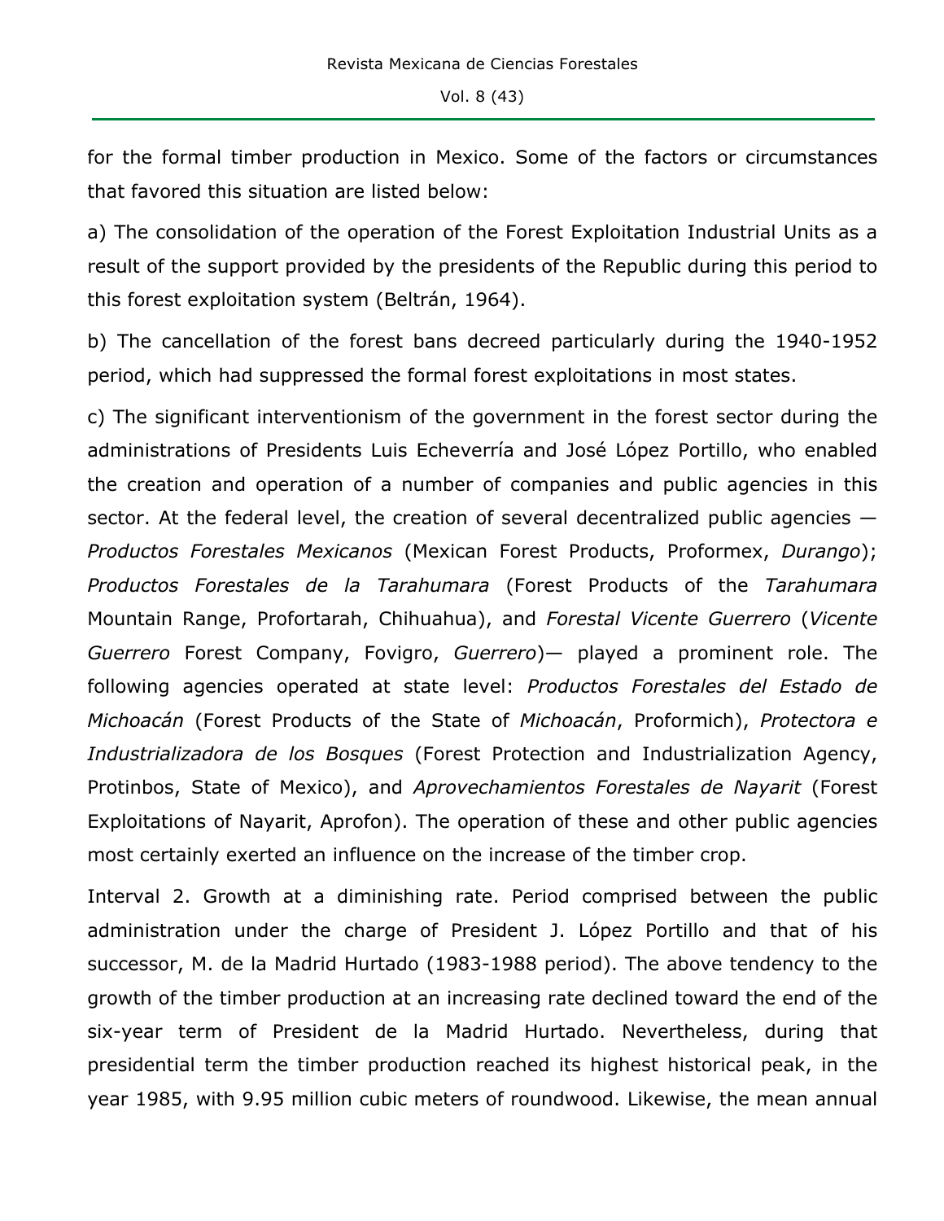for the formal timber production in Mexico. Some of the factors or circumstances that favored this situation are listed below:

a) The consolidation of the operation of the Forest Exploitation Industrial Units as a result of the support provided by the presidents of the Republic during this period to this forest exploitation system (Beltrán, 1964).

b) The cancellation of the forest bans decreed particularly during the 1940-1952 period, which had suppressed the formal forest exploitations in most states.

c) The significant interventionism of the government in the forest sector during the administrations of Presidents Luis Echeverría and José López Portillo, who enabled the creation and operation of a number of companies and public agencies in this sector. At the federal level, the creation of several decentralized public agencies —*Productos Forestales Mexicanos* (Mexican Forest Products, Proformex, *Durango*); *Productos Forestales de la Tarahumara* (Forest Products of the *Tarahumara* Mountain Range, Profortarah, Chihuahua), and *Forestal Vicente Guerrero* (*Vicente Guerrero* Forest Company, Fovigro, *Guerrero*)— played a prominent role. The following agencies operated at state level: *Productos Forestales del Estado de Michoacán* (Forest Products of the State of *Michoacán*, Proformich), *Protectora e Industrializadora de los Bosques* (Forest Protection and Industrialization Agency, Protinbos, State of Mexico), and *Aprovechamientos Forestales de Nayarit* (Forest Exploitations of Nayarit, Aprofon). The operation of these and other public agencies most certainly exerted an influence on the increase of the timber crop.

Interval 2. Growth at a diminishing rate. Period comprised between the public administration under the charge of President J. López Portillo and that of his successor, M. de la Madrid Hurtado (1983-1988 period). The above tendency to the growth of the timber production at an increasing rate declined toward the end of the six-year term of President de la Madrid Hurtado. Nevertheless, during that presidential term the timber production reached its highest historical peak, in the year 1985, with 9.95 million cubic meters of roundwood. Likewise, the mean annual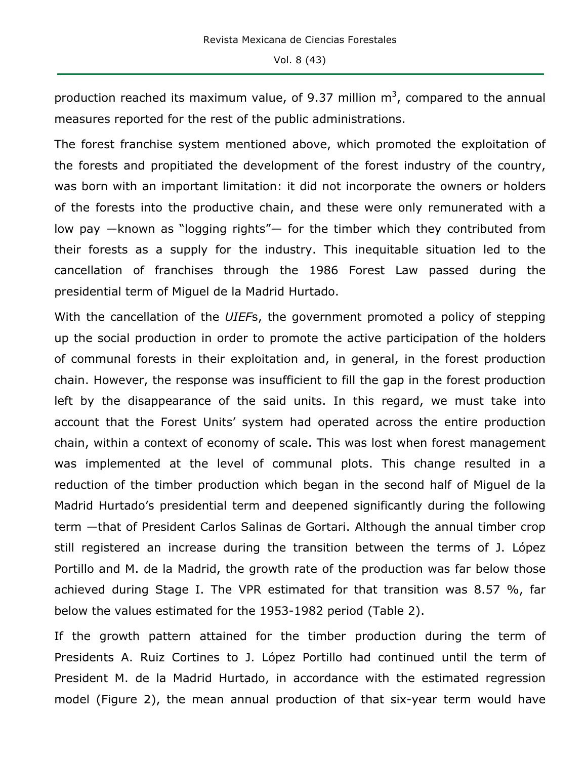production reached its maximum value, of 9.37 million m$^3$, compared to the annual measures reported for the rest of the public administrations.

The forest franchise system mentioned above, which promoted the exploitation of the forests and propitiated the development of the forest industry of the country, was born with an important limitation: it did not incorporate the owners or holders of the forests into the productive chain, and these were only remunerated with a low pay —known as "logging rights"— for the timber which they contributed from their forests as a supply for the industry. This inequitable situation led to the cancellation of franchises through the 1986 Forest Law passed during the presidential term of Miguel de la Madrid Hurtado.

With the cancellation of the *UIEF*s, the government promoted a policy of stepping up the social production in order to promote the active participation of the holders of communal forests in their exploitation and, in general, in the forest production chain. However, the response was insufficient to fill the gap in the forest production left by the disappearance of the said units. In this regard, we must take into account that the Forest Units' system had operated across the entire production chain, within a context of economy of scale. This was lost when forest management was implemented at the level of communal plots. This change resulted in a reduction of the timber production which began in the second half of Miguel de la Madrid Hurtado's presidential term and deepened significantly during the following term —that of President Carlos Salinas de Gortari. Although the annual timber crop still registered an increase during the transition between the terms of J. López Portillo and M. de la Madrid, the growth rate of the production was far below those achieved during Stage I. The VPR estimated for that transition was 8.57 %, far below the values estimated for the 1953-1982 period (Table 2).

If the growth pattern attained for the timber production during the term of Presidents A. Ruiz Cortines to J. López Portillo had continued until the term of President M. de la Madrid Hurtado, in accordance with the estimated regression model (Figure 2), the mean annual production of that six-year term would have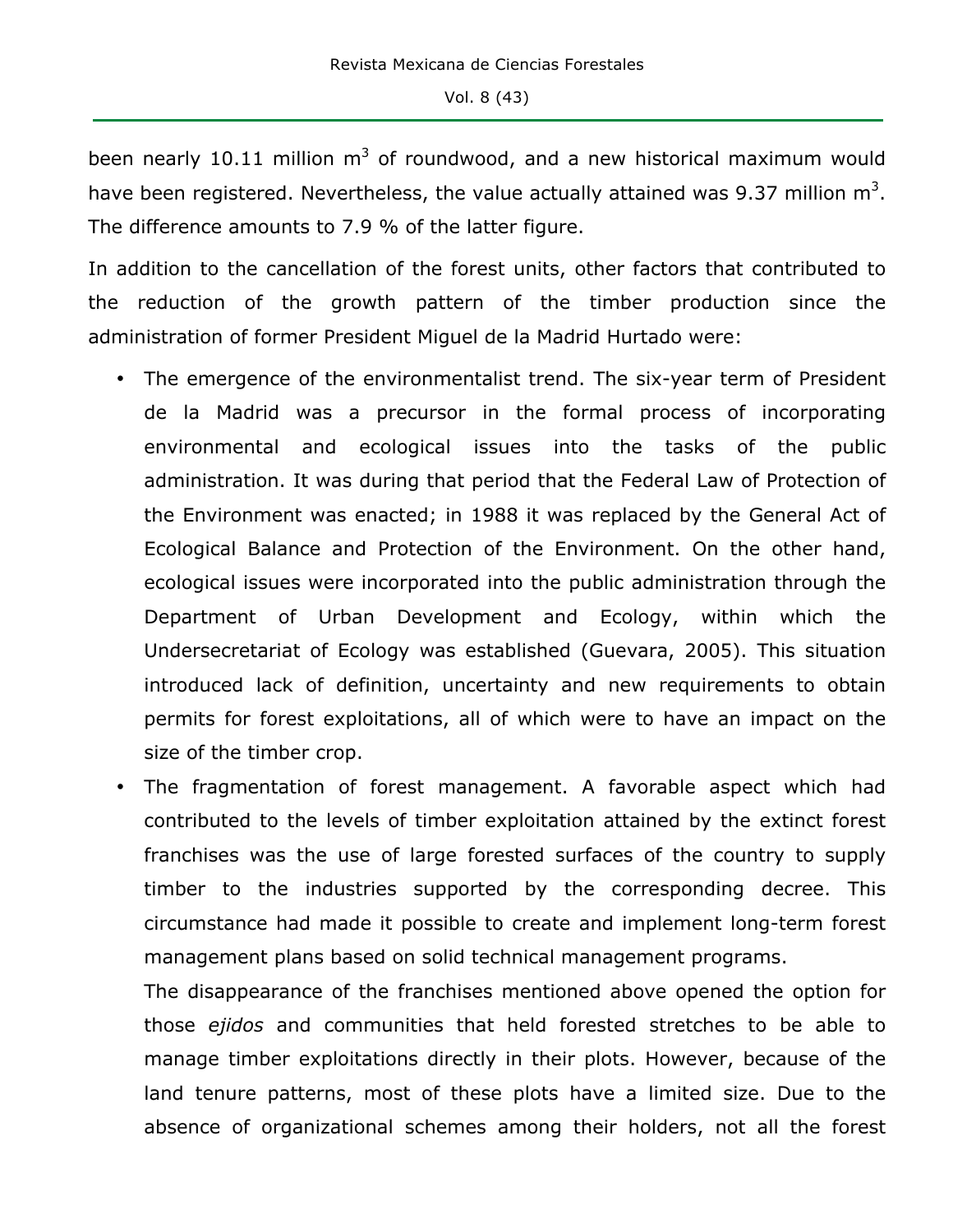been nearly 10.11 million $m^3$ of roundwood, and a new historical maximum would have been registered. Nevertheless, the value actually attained was 9.37 million $m^3$. The difference amounts to 7.9 % of the latter figure.

In addition to the cancellation of the forest units, other factors that contributed to the reduction of the growth pattern of the timber production since the administration of former President Miguel de la Madrid Hurtado were:

- The emergence of the environmentalist trend. The six-year term of President de la Madrid was a precursor in the formal process of incorporating environmental and ecological issues into the tasks of the public administration. It was during that period that the Federal Law of Protection of the Environment was enacted; in 1988 it was replaced by the General Act of Ecological Balance and Protection of the Environment. On the other hand, ecological issues were incorporated into the public administration through the Department of Urban Development and Ecology, within which the Undersecretariat of Ecology was established (Guevara, 2005). This situation introduced lack of definition, uncertainty and new requirements to obtain permits for forest exploitations, all of which were to have an impact on the size of the timber crop.
- The fragmentation of forest management. A favorable aspect which had contributed to the levels of timber exploitation attained by the extinct forest franchises was the use of large forested surfaces of the country to supply timber to the industries supported by the corresponding decree. This circumstance had made it possible to create and implement long-term forest management plans based on solid technical management programs.

  The disappearance of the franchises mentioned above opened the option for those *ejidos* and communities that held forested stretches to be able to manage timber exploitations directly in their plots. However, because of the land tenure patterns, most of these plots have a limited size. Due to the absence of organizational schemes among their holders, not all the forest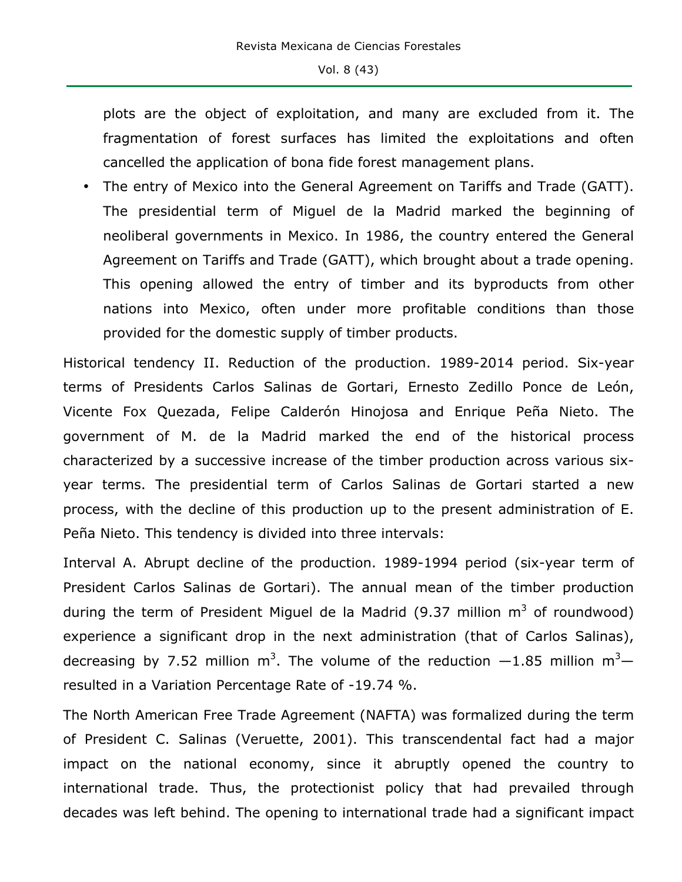plots are the object of exploitation, and many are excluded from it. The fragmentation of forest surfaces has limited the exploitations and often cancelled the application of bona fide forest management plans.

- The entry of Mexico into the General Agreement on Tariffs and Trade (GATT). The presidential term of Miguel de la Madrid marked the beginning of neoliberal governments in Mexico. In 1986, the country entered the General Agreement on Tariffs and Trade (GATT), which brought about a trade opening. This opening allowed the entry of timber and its byproducts from other nations into Mexico, often under more profitable conditions than those provided for the domestic supply of timber products.

Historical tendency II. Reduction of the production. 1989-2014 period. Six-year terms of Presidents Carlos Salinas de Gortari, Ernesto Zedillo Ponce de León, Vicente Fox Quezada, Felipe Calderón Hinojosa and Enrique Peña Nieto. The government of M. de la Madrid marked the end of the historical process characterized by a successive increase of the timber production across various six-year terms. The presidential term of Carlos Salinas de Gortari started a new process, with the decline of this production up to the present administration of E. Peña Nieto. This tendency is divided into three intervals:

Interval A. Abrupt decline of the production. 1989-1994 period (six-year term of President Carlos Salinas de Gortari). The annual mean of the timber production during the term of President Miguel de la Madrid (9.37 million $m^3$ of roundwood) experience a significant drop in the next administration (that of Carlos Salinas), decreasing by 7.52 million $m^3$. The volume of the reduction —1.85 million $m^3$— resulted in a Variation Percentage Rate of -19.74 %.

The North American Free Trade Agreement (NAFTA) was formalized during the term of President C. Salinas (Veruette, 2001). This transcendental fact had a major impact on the national economy, since it abruptly opened the country to international trade. Thus, the protectionist policy that had prevailed through decades was left behind. The opening to international trade had a significant impact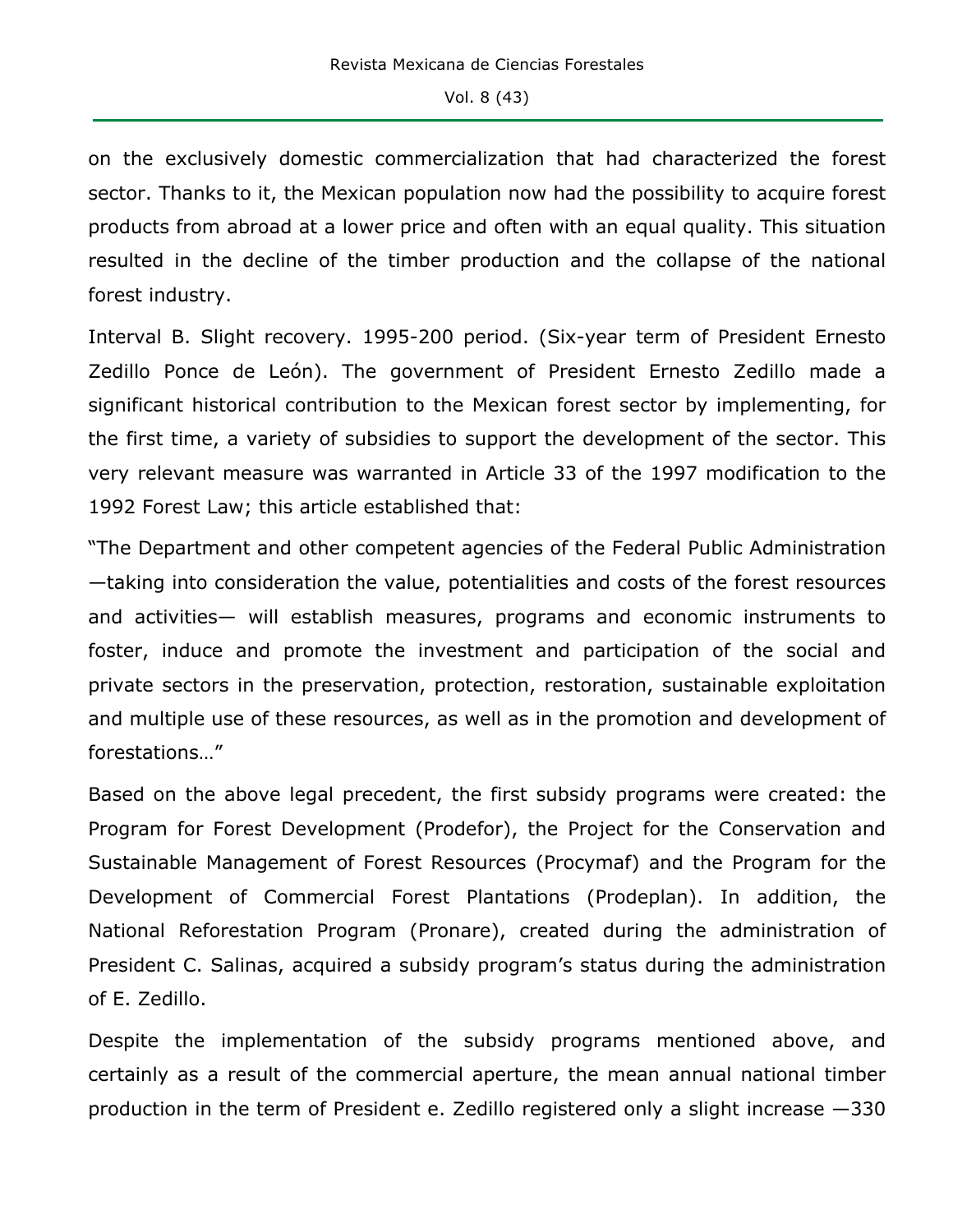on the exclusively domestic commercialization that had characterized the forest sector. Thanks to it, the Mexican population now had the possibility to acquire forest products from abroad at a lower price and often with an equal quality. This situation resulted in the decline of the timber production and the collapse of the national forest industry.

Interval B. Slight recovery. 1995-200 period. (Six-year term of President Ernesto Zedillo Ponce de León). The government of President Ernesto Zedillo made a significant historical contribution to the Mexican forest sector by implementing, for the first time, a variety of subsidies to support the development of the sector. This very relevant measure was warranted in Article 33 of the 1997 modification to the 1992 Forest Law; this article established that:

"The Department and other competent agencies of the Federal Public Administration —taking into consideration the value, potentialities and costs of the forest resources and activities— will establish measures, programs and economic instruments to foster, induce and promote the investment and participation of the social and private sectors in the preservation, protection, restoration, sustainable exploitation and multiple use of these resources, as well as in the promotion and development of forestations…"

Based on the above legal precedent, the first subsidy programs were created: the Program for Forest Development (Prodefor), the Project for the Conservation and Sustainable Management of Forest Resources (Procymaf) and the Program for the Development of Commercial Forest Plantations (Prodeplan). In addition, the National Reforestation Program (Pronare), created during the administration of President C. Salinas, acquired a subsidy program's status during the administration of E. Zedillo.

Despite the implementation of the subsidy programs mentioned above, and certainly as a result of the commercial aperture, the mean annual national timber production in the term of President e. Zedillo registered only a slight increase —330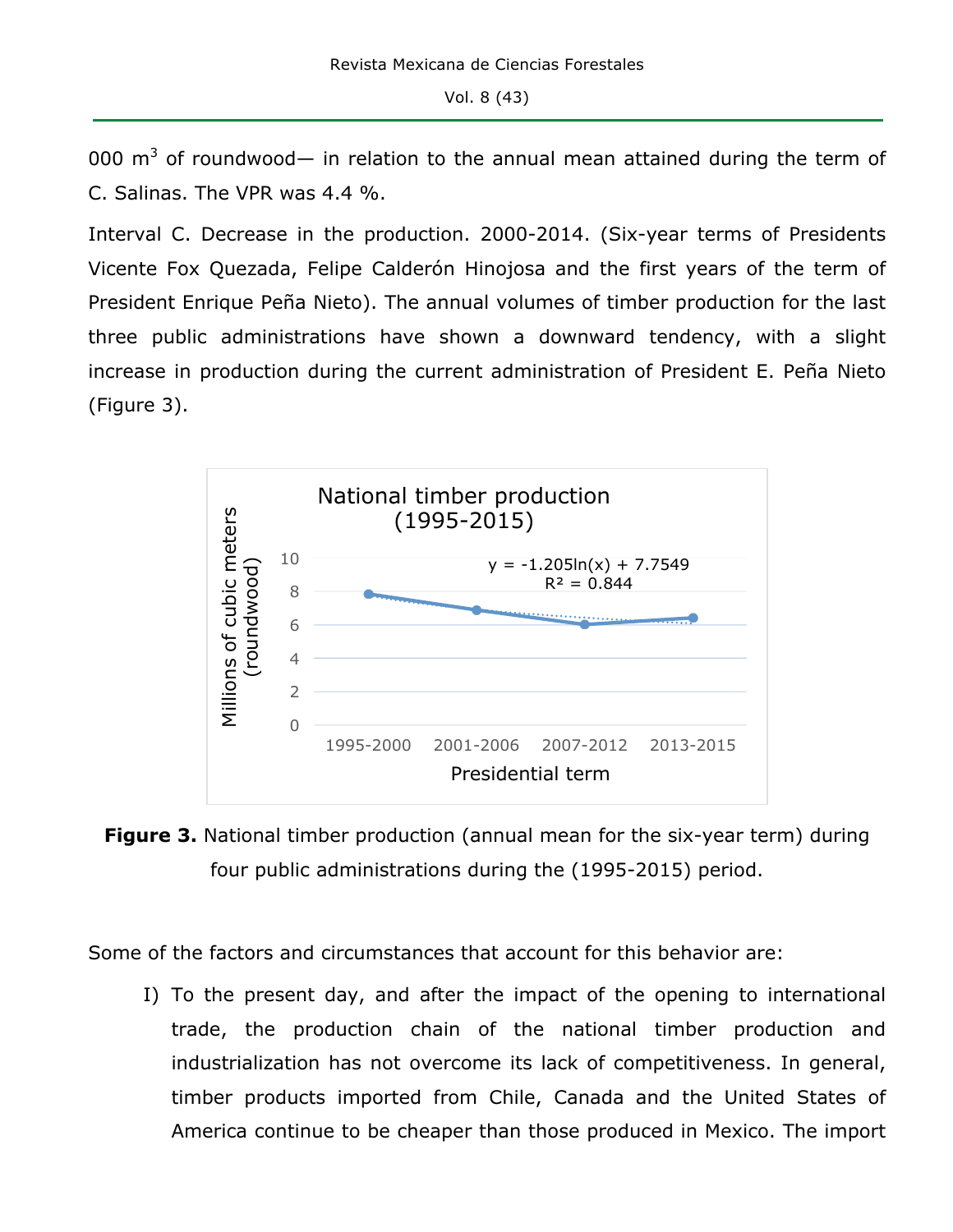000 m$^3$ of roundwood— in relation to the annual mean attained during the term of C. Salinas. The VPR was 4.4 %.

Interval C. Decrease in the production. 2000-2014. (Six-year terms of Presidents Vicente Fox Quezada, Felipe Calderón Hinojosa and the first years of the term of President Enrique Peña Nieto). The annual volumes of timber production for the last three public administrations have shown a downward tendency, with a slight increase in production during the current administration of President E. Peña Nieto (Figure 3).

**Figure 3.** National timber production (annual mean for the six-year term) during four public administrations during the (1995-2015) period.

Some of the factors and circumstances that account for this behavior are:

I) To the present day, and after the impact of the opening to international trade, the production chain of the national timber production and industrialization has not overcome its lack of competitiveness. In general, timber products imported from Chile, Canada and the United States of America continue to be cheaper than those produced in Mexico. The import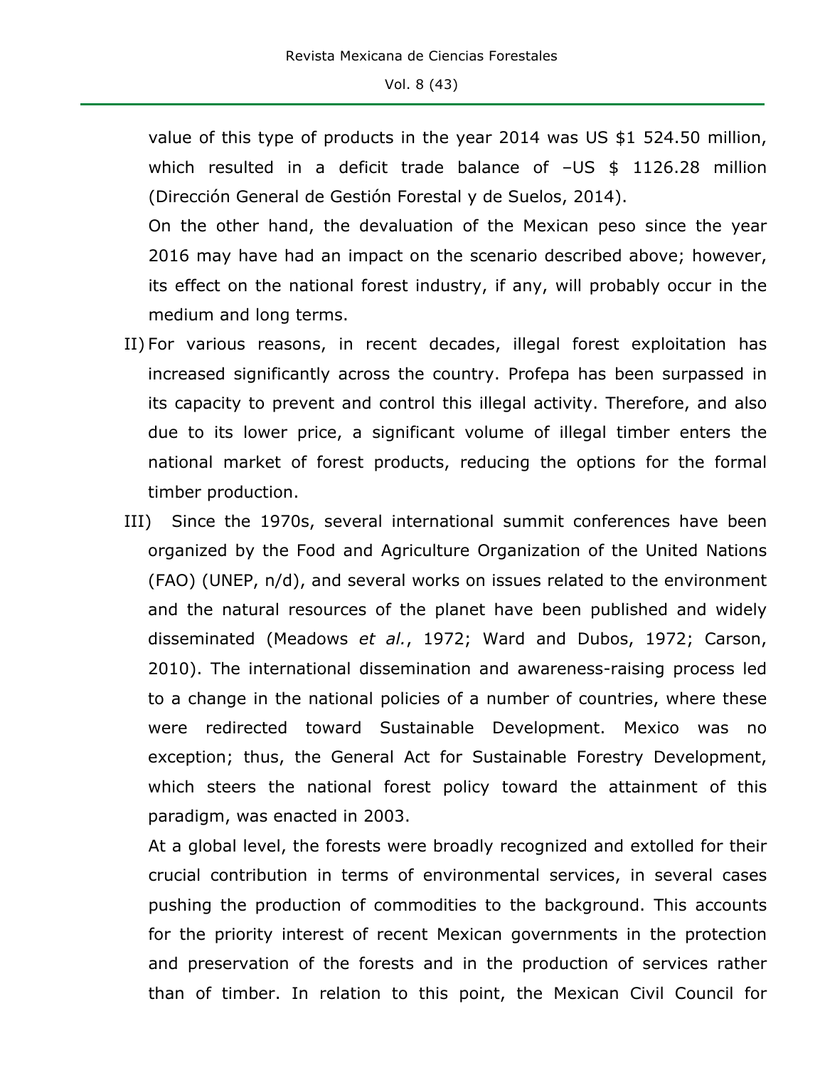value of this type of products in the year 2014 was US $1 524.50 million, which resulted in a deficit trade balance of –US $ 1126.28 million (Dirección General de Gestión Forestal y de Suelos, 2014).

On the other hand, the devaluation of the Mexican peso since the year 2016 may have had an impact on the scenario described above; however, its effect on the national forest industry, if any, will probably occur in the medium and long terms.

II) For various reasons, in recent decades, illegal forest exploitation has increased significantly across the country. Profepa has been surpassed in its capacity to prevent and control this illegal activity. Therefore, and also due to its lower price, a significant volume of illegal timber enters the national market of forest products, reducing the options for the formal timber production.

III) Since the 1970s, several international summit conferences have been organized by the Food and Agriculture Organization of the United Nations (FAO) (UNEP, n/d), and several works on issues related to the environment and the natural resources of the planet have been published and widely disseminated (Meadows *et al.*, 1972; Ward and Dubos, 1972; Carson, 2010). The international dissemination and awareness-raising process led to a change in the national policies of a number of countries, where these were redirected toward Sustainable Development. Mexico was no exception; thus, the General Act for Sustainable Forestry Development, which steers the national forest policy toward the attainment of this paradigm, was enacted in 2003.

At a global level, the forests were broadly recognized and extolled for their crucial contribution in terms of environmental services, in several cases pushing the production of commodities to the background. This accounts for the priority interest of recent Mexican governments in the protection and preservation of the forests and in the production of services rather than of timber. In relation to this point, the Mexican Civil Council for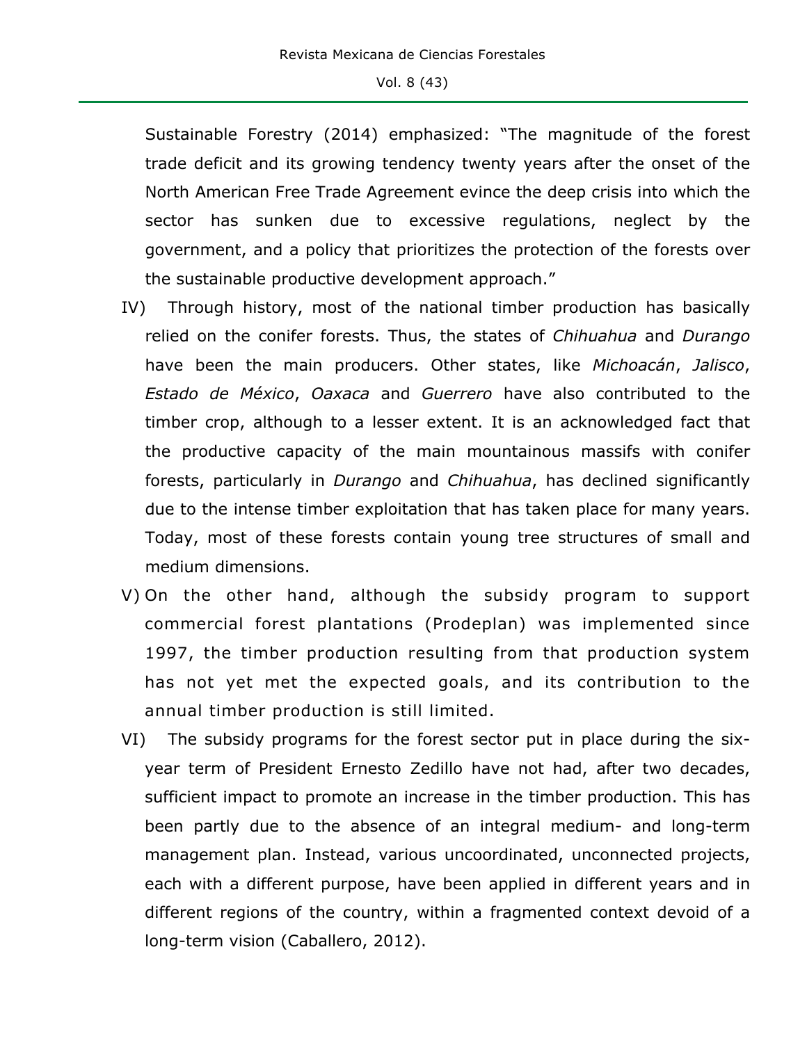Sustainable Forestry (2014) emphasized: “The magnitude of the forest trade deficit and its growing tendency twenty years after the onset of the North American Free Trade Agreement evince the deep crisis into which the sector has sunken due to excessive regulations, neglect by the government, and a policy that prioritizes the protection of the forests over the sustainable productive development approach.”

IV) Through history, most of the national timber production has basically relied on the conifer forests. Thus, the states of *Chihuahua* and *Durango* have been the main producers. Other states, like *Michoacán*, *Jalisco*, *Estado de México*, *Oaxaca* and *Guerrero* have also contributed to the timber crop, although to a lesser extent. It is an acknowledged fact that the productive capacity of the main mountainous massifs with conifer forests, particularly in *Durango* and *Chihuahua*, has declined significantly due to the intense timber exploitation that has taken place for many years. Today, most of these forests contain young tree structures of small and medium dimensions.

V) On the other hand, although the subsidy program to support commercial forest plantations (Prodeplan) was implemented since 1997, the timber production resulting from that production system has not yet met the expected goals, and its contribution to the annual timber production is still limited.

VI) The subsidy programs for the forest sector put in place during the six-year term of President Ernesto Zedillo have not had, after two decades, sufficient impact to promote an increase in the timber production. This has been partly due to the absence of an integral medium- and long-term management plan. Instead, various uncoordinated, unconnected projects, each with a different purpose, have been applied in different years and in different regions of the country, within a fragmented context devoid of a long-term vision (Caballero, 2012).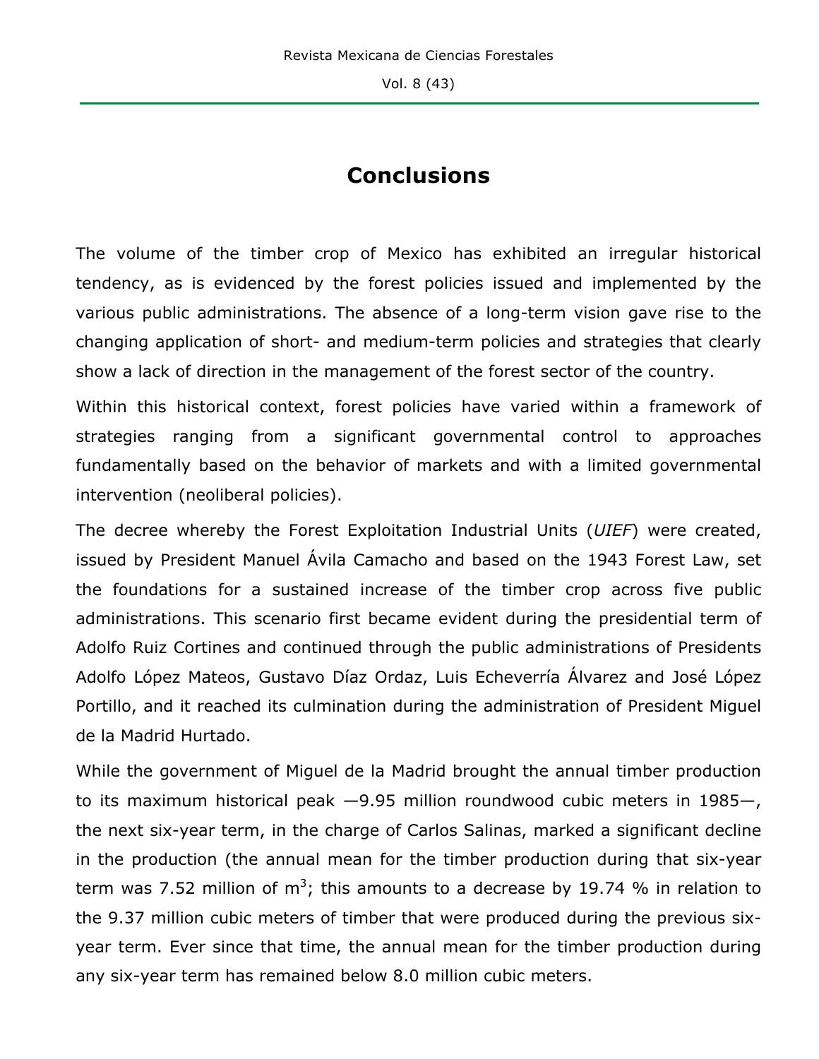# Conclusions

The volume of the timber crop of Mexico has exhibited an irregular historical tendency, as is evidenced by the forest policies issued and implemented by the various public administrations. The absence of a long-term vision gave rise to the changing application of short- and medium-term policies and strategies that clearly show a lack of direction in the management of the forest sector of the country.

Within this historical context, forest policies have varied within a framework of strategies ranging from a significant governmental control to approaches fundamentally based on the behavior of markets and with a limited governmental intervention (neoliberal policies).

The decree whereby the Forest Exploitation Industrial Units (*UIEF*) were created, issued by President Manuel Ávila Camacho and based on the 1943 Forest Law, set the foundations for a sustained increase of the timber crop across five public administrations. This scenario first became evident during the presidential term of Adolfo Ruiz Cortines and continued through the public administrations of Presidents Adolfo López Mateos, Gustavo Díaz Ordaz, Luis Echeverría Álvarez and José López Portillo, and it reached its culmination during the administration of President Miguel de la Madrid Hurtado.

While the government of Miguel de la Madrid brought the annual timber production to its maximum historical peak —9.95 million roundwood cubic meters in 1985—, the next six-year term, in the charge of Carlos Salinas, marked a significant decline in the production (the annual mean for the timber production during that six-year term was 7.52 million of $m^3$; this amounts to a decrease by 19.74 % in relation to the 9.37 million cubic meters of timber that were produced during the previous six-year term. Ever since that time, the annual mean for the timber production during any six-year term has remained below 8.0 million cubic meters.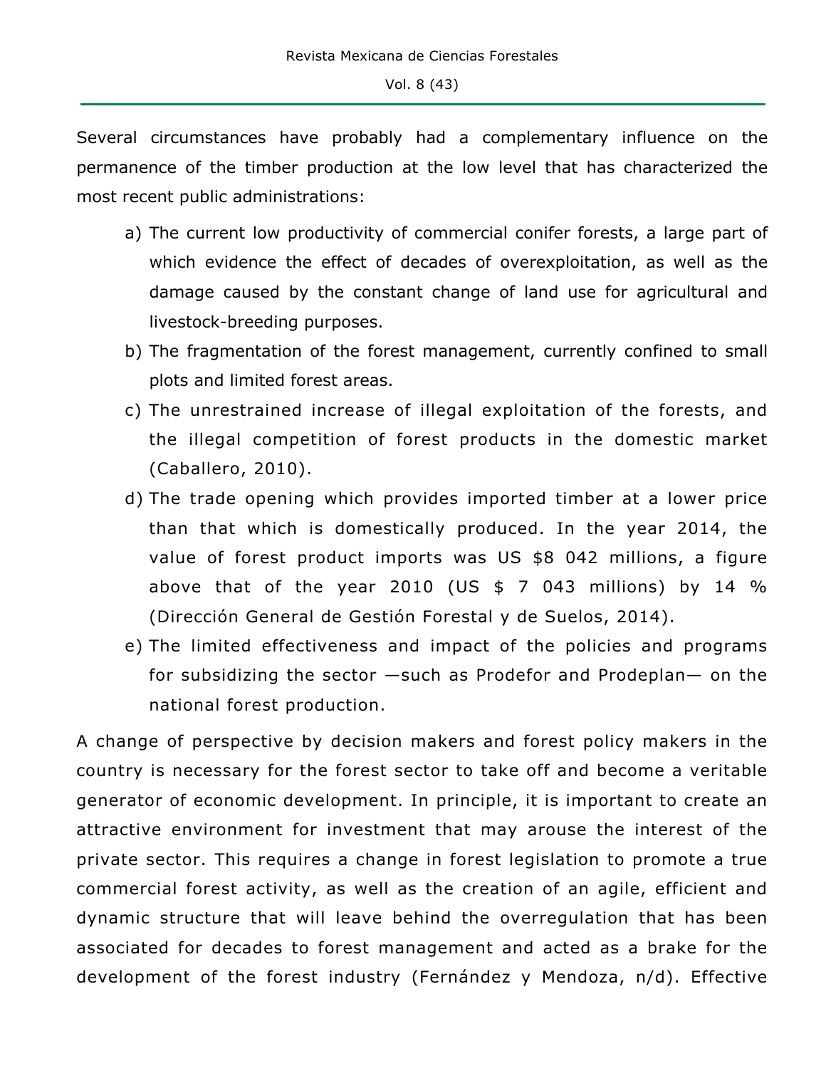Several circumstances have probably had a complementary influence on the permanence of the timber production at the low level that has characterized the most recent public administrations:

a) The current low productivity of commercial conifer forests, a large part of which evidence the effect of decades of overexploitation, as well as the damage caused by the constant change of land use for agricultural and livestock-breeding purposes.
b) The fragmentation of the forest management, currently confined to small plots and limited forest areas.
c) The unrestrained increase of illegal exploitation of the forests, and the illegal competition of forest products in the domestic market (Caballero, 2010).
d) The trade opening which provides imported timber at a lower price than that which is domestically produced. In the year 2014, the value of forest product imports was US $8 042 millions, a figure above that of the year 2010 (US $ 7 043 millions) by 14 % (Dirección General de Gestión Forestal y de Suelos, 2014).
e) The limited effectiveness and impact of the policies and programs for subsidizing the sector —such as Prodefor and Prodeplan— on the national forest production.

A change of perspective by decision makers and forest policy makers in the country is necessary for the forest sector to take off and become a veritable generator of economic development. In principle, it is important to create an attractive environment for investment that may arouse the interest of the private sector. This requires a change in forest legislation to promote a true commercial forest activity, as well as the creation of an agile, efficient and dynamic structure that will leave behind the overregulation that has been associated for decades to forest management and acted as a brake for the development of the forest industry (Fernández y Mendoza, n/d). Effective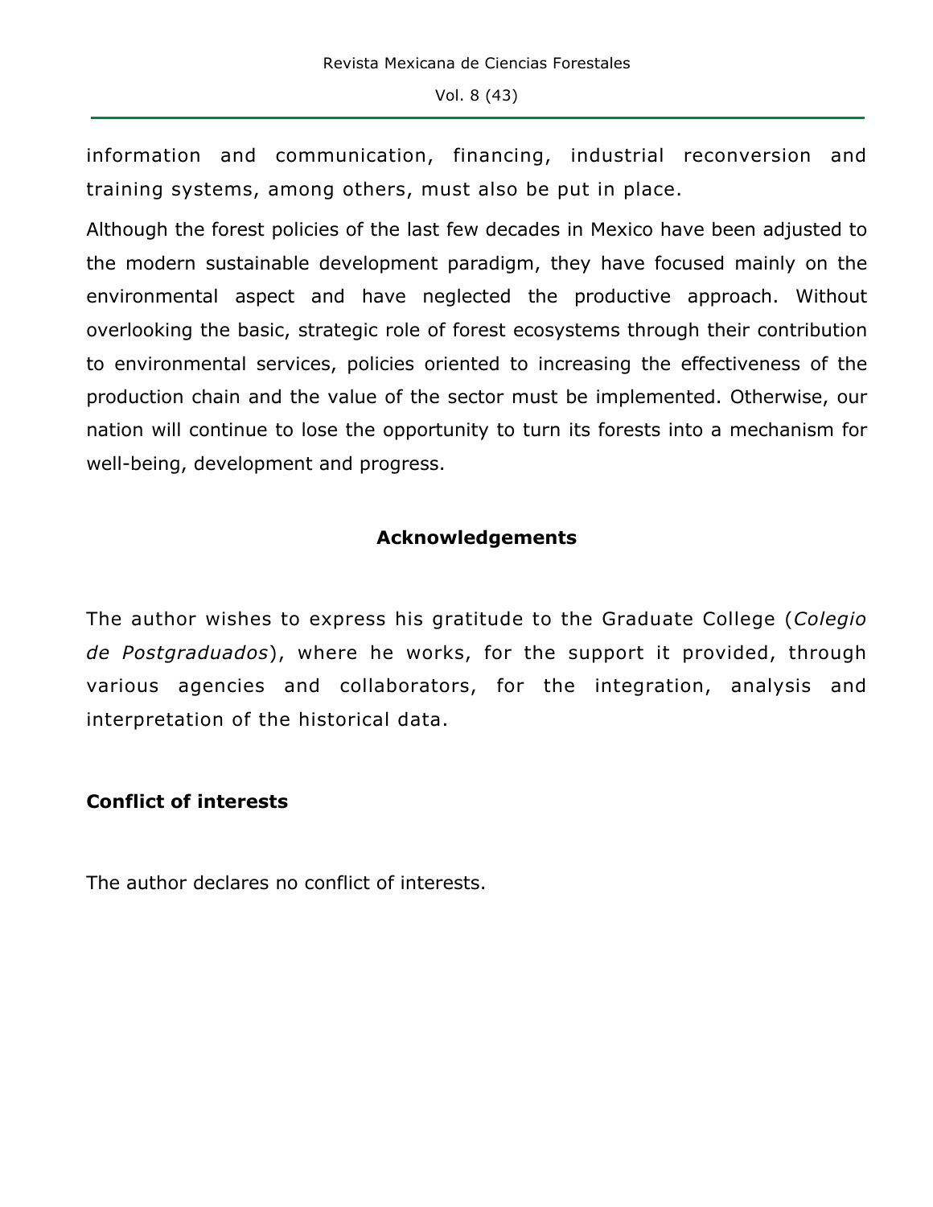information and communication, financing, industrial reconversion and training systems, among others, must also be put in place.

Although the forest policies of the last few decades in Mexico have been adjusted to the modern sustainable development paradigm, they have focused mainly on the environmental aspect and have neglected the productive approach. Without overlooking the basic, strategic role of forest ecosystems through their contribution to environmental services, policies oriented to increasing the effectiveness of the production chain and the value of the sector must be implemented. Otherwise, our nation will continue to lose the opportunity to turn its forests into a mechanism for well-being, development and progress.

## Acknowledgements

The author wishes to express his gratitude to the Graduate College (*Colegio de Postgraduados*), where he works, for the support it provided, through various agencies and collaborators, for the integration, analysis and interpretation of the historical data.

## Conflict of interests

The author declares no conflict of interests.